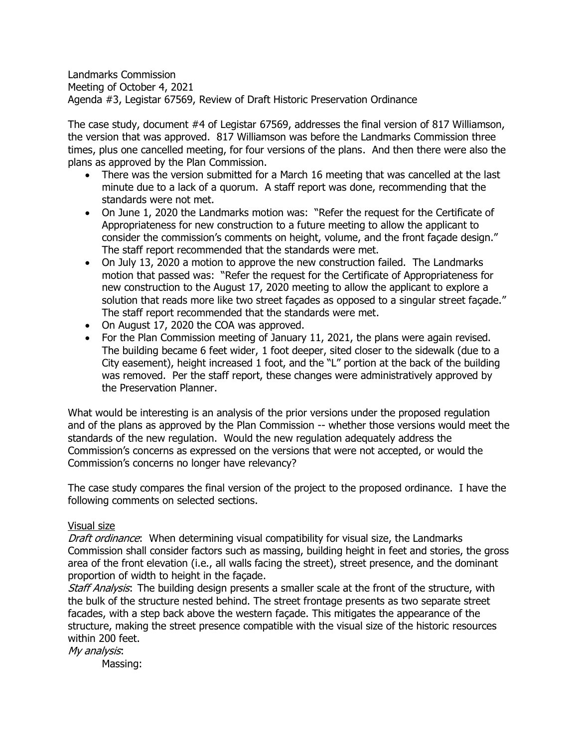Landmarks Commission
Meeting of October 4, 2021
Agenda #3, Legistar 67569, Review of Draft Historic Preservation Ordinance

The case study, document #4 of Legistar 67569, addresses the final version of 817 Williamson, the version that was approved. 817 Williamson was before the Landmarks Commission three times, plus one cancelled meeting, for four versions of the plans. And then there were also the plans as approved by the Plan Commission.

- There was the version submitted for a March 16 meeting that was cancelled at the last minute due to a lack of a quorum. A staff report was done, recommending that the standards were not met.
- On June 1, 2020 the Landmarks motion was: "Refer the request for the Certificate of Appropriateness for new construction to a future meeting to allow the applicant to consider the commission's comments on height, volume, and the front façade design." The staff report recommended that the standards were met.
- On July 13, 2020 a motion to approve the new construction failed. The Landmarks motion that passed was: "Refer the request for the Certificate of Appropriateness for new construction to the August 17, 2020 meeting to allow the applicant to explore a solution that reads more like two street façades as opposed to a singular street façade." The staff report recommended that the standards were met.
- On August 17, 2020 the COA was approved.
- For the Plan Commission meeting of January 11, 2021, the plans were again revised. The building became 6 feet wider, 1 foot deeper, sited closer to the sidewalk (due to a City easement), height increased 1 foot, and the "L" portion at the back of the building was removed. Per the staff report, these changes were administratively approved by the Preservation Planner.

What would be interesting is an analysis of the prior versions under the proposed regulation and of the plans as approved by the Plan Commission -- whether those versions would meet the standards of the new regulation. Would the new regulation adequately address the Commission's concerns as expressed on the versions that were not accepted, or would the Commission's concerns no longer have relevancy?

The case study compares the final version of the project to the proposed ordinance. I have the following comments on selected sections.

<u>Visual size</u>

*Draft ordinance*: When determining visual compatibility for visual size, the Landmarks Commission shall consider factors such as massing, building height in feet and stories, the gross area of the front elevation (i.e., all walls facing the street), street presence, and the dominant proportion of width to height in the façade.

*Staff Analysis*: The building design presents a smaller scale at the front of the structure, with the bulk of the structure nested behind. The street frontage presents as two separate street facades, with a step back above the western façade. This mitigates the appearance of the structure, making the street presence compatible with the visual size of the historic resources within 200 feet.

*My analysis*:

Massing: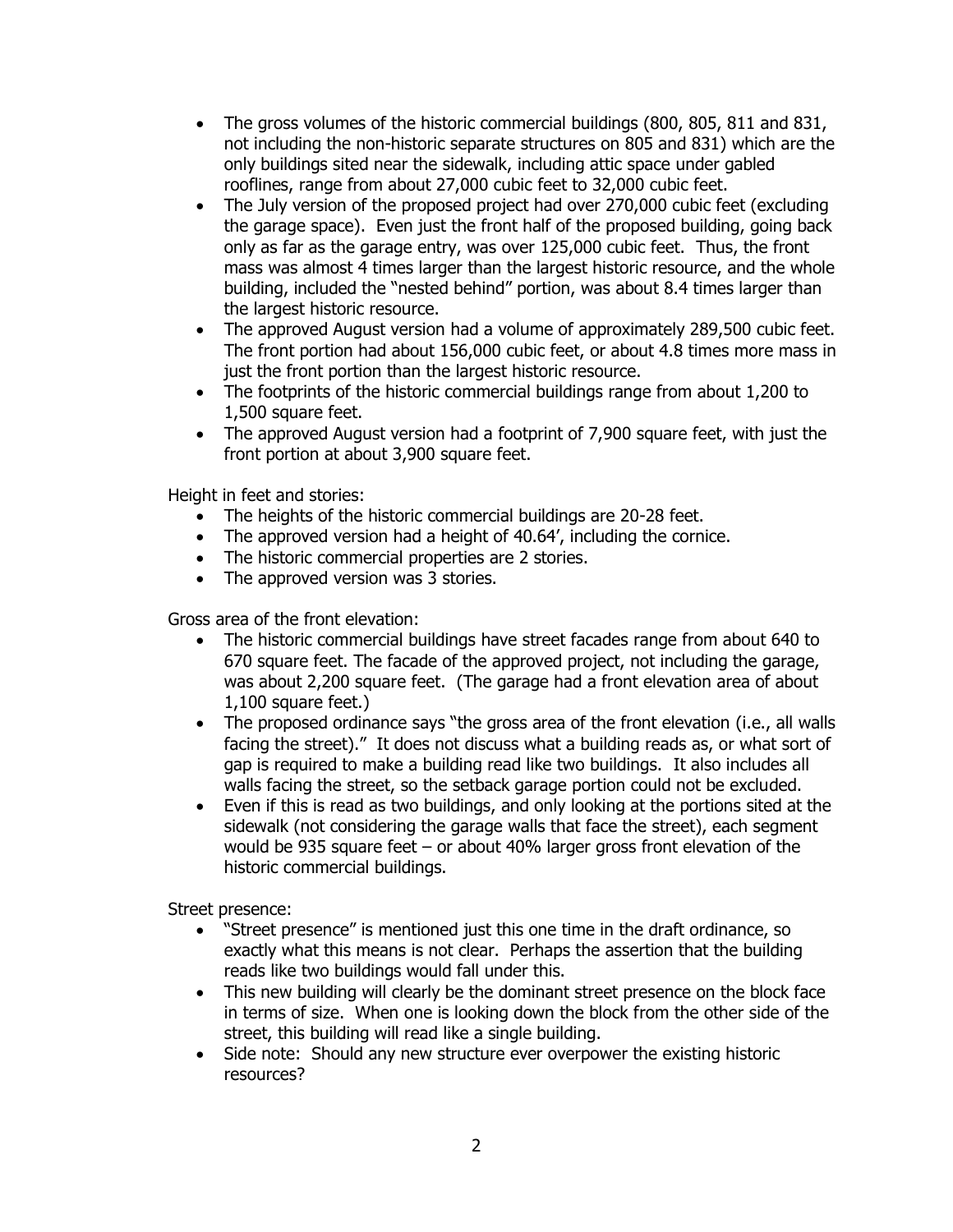- The gross volumes of the historic commercial buildings (800, 805, 811 and 831, not including the non-historic separate structures on 805 and 831) which are the only buildings sited near the sidewalk, including attic space under gabled rooflines, range from about 27,000 cubic feet to 32,000 cubic feet.
- The July version of the proposed project had over 270,000 cubic feet (excluding the garage space). Even just the front half of the proposed building, going back only as far as the garage entry, was over 125,000 cubic feet. Thus, the front mass was almost 4 times larger than the largest historic resource, and the whole building, included the "nested behind" portion, was about 8.4 times larger than the largest historic resource.
- The approved August version had a volume of approximately 289,500 cubic feet. The front portion had about 156,000 cubic feet, or about 4.8 times more mass in just the front portion than the largest historic resource.
- The footprints of the historic commercial buildings range from about 1,200 to 1,500 square feet.
- The approved August version had a footprint of 7,900 square feet, with just the front portion at about 3,900 square feet.

Height in feet and stories:

- The heights of the historic commercial buildings are 20-28 feet.
- The approved version had a height of 40.64', including the cornice.
- The historic commercial properties are 2 stories.
- The approved version was 3 stories.

Gross area of the front elevation:

- The historic commercial buildings have street facades range from about 640 to 670 square feet. The facade of the approved project, not including the garage, was about 2,200 square feet. (The garage had a front elevation area of about 1,100 square feet.)
- The proposed ordinance says "the gross area of the front elevation (i.e., all walls facing the street)." It does not discuss what a building reads as, or what sort of gap is required to make a building read like two buildings. It also includes all walls facing the street, so the setback garage portion could not be excluded.
- Even if this is read as two buildings, and only looking at the portions sited at the sidewalk (not considering the garage walls that face the street), each segment would be 935 square feet – or about 40% larger gross front elevation of the historic commercial buildings.

Street presence:

- "Street presence" is mentioned just this one time in the draft ordinance, so exactly what this means is not clear. Perhaps the assertion that the building reads like two buildings would fall under this.
- This new building will clearly be the dominant street presence on the block face in terms of size. When one is looking down the block from the other side of the street, this building will read like a single building.
- Side note: Should any new structure ever overpower the existing historic resources?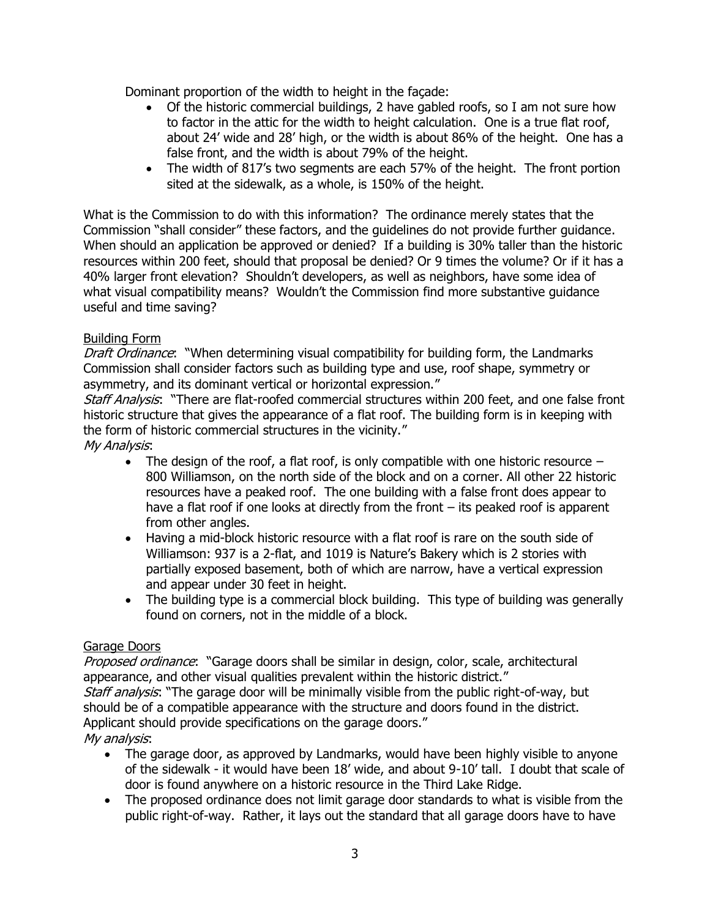Dominant proportion of the width to height in the façade:

- Of the historic commercial buildings, 2 have gabled roofs, so I am not sure how to factor in the attic for the width to height calculation. One is a true flat roof, about 24' wide and 28' high, or the width is about 86% of the height. One has a false front, and the width is about 79% of the height.
- The width of 817's two segments are each 57% of the height. The front portion sited at the sidewalk, as a whole, is 150% of the height.

What is the Commission to do with this information? The ordinance merely states that the Commission "shall consider" these factors, and the guidelines do not provide further guidance. When should an application be approved or denied? If a building is 30% taller than the historic resources within 200 feet, should that proposal be denied? Or 9 times the volume? Or if it has a 40% larger front elevation? Shouldn't developers, as well as neighbors, have some idea of what visual compatibility means? Wouldn't the Commission find more substantive guidance useful and time saving?

<u>Building Form</u>

*Draft Ordinance*: "When determining visual compatibility for building form, the Landmarks Commission shall consider factors such as building type and use, roof shape, symmetry or asymmetry, and its dominant vertical or horizontal expression."

*Staff Analysis*: "There are flat-roofed commercial structures within 200 feet, and one false front historic structure that gives the appearance of a flat roof. The building form is in keeping with the form of historic commercial structures in the vicinity."

*My Analysis*:

- The design of the roof, a flat roof, is only compatible with one historic resource – 800 Williamson, on the north side of the block and on a corner. All other 22 historic resources have a peaked roof. The one building with a false front does appear to have a flat roof if one looks at directly from the front – its peaked roof is apparent from other angles.
- Having a mid-block historic resource with a flat roof is rare on the south side of Williamson: 937 is a 2-flat, and 1019 is Nature's Bakery which is 2 stories with partially exposed basement, both of which are narrow, have a vertical expression and appear under 30 feet in height.
- The building type is a commercial block building. This type of building was generally found on corners, not in the middle of a block.

<u>Garage Doors</u>

*Proposed ordinance*: "Garage doors shall be similar in design, color, scale, architectural appearance, and other visual qualities prevalent within the historic district."

*Staff analysis*: "The garage door will be minimally visible from the public right-of-way, but should be of a compatible appearance with the structure and doors found in the district. Applicant should provide specifications on the garage doors."

*My analysis*:

- The garage door, as approved by Landmarks, would have been highly visible to anyone of the sidewalk - it would have been 18' wide, and about 9-10' tall. I doubt that scale of door is found anywhere on a historic resource in the Third Lake Ridge.
- The proposed ordinance does not limit garage door standards to what is visible from the public right-of-way. Rather, it lays out the standard that all garage doors have to have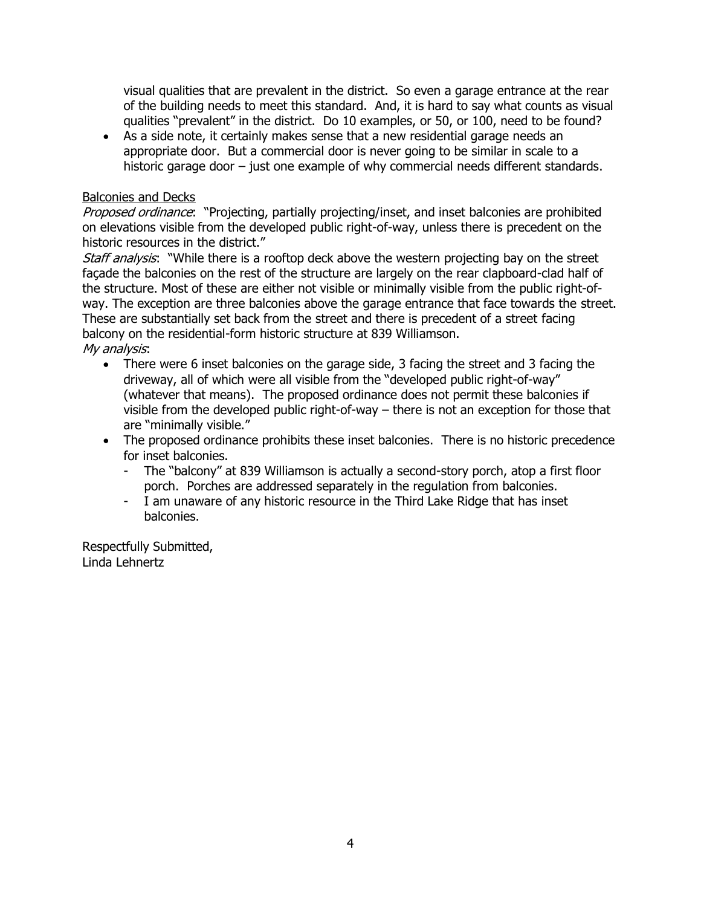visual qualities that are prevalent in the district. So even a garage entrance at the rear of the building needs to meet this standard. And, it is hard to say what counts as visual qualities "prevalent" in the district. Do 10 examples, or 50, or 100, need to be found?

- As a side note, it certainly makes sense that a new residential garage needs an appropriate door. But a commercial door is never going to be similar in scale to a historic garage door – just one example of why commercial needs different standards.

Balconies and Decks

*Proposed ordinance*: "Projecting, partially projecting/inset, and inset balconies are prohibited on elevations visible from the developed public right-of-way, unless there is precedent on the historic resources in the district."

*Staff analysis*: "While there is a rooftop deck above the western projecting bay on the street façade the balconies on the rest of the structure are largely on the rear clapboard-clad half of the structure. Most of these are either not visible or minimally visible from the public right-of-way. The exception are three balconies above the garage entrance that face towards the street. These are substantially set back from the street and there is precedent of a street facing balcony on the residential-form historic structure at 839 Williamson.

*My analysis*:

- There were 6 inset balconies on the garage side, 3 facing the street and 3 facing the driveway, all of which were all visible from the "developed public right-of-way" (whatever that means). The proposed ordinance does not permit these balconies if visible from the developed public right-of-way – there is not an exception for those that are "minimally visible."
- The proposed ordinance prohibits these inset balconies. There is no historic precedence for inset balconies.
  - The "balcony" at 839 Williamson is actually a second-story porch, atop a first floor porch. Porches are addressed separately in the regulation from balconies.
  - I am unaware of any historic resource in the Third Lake Ridge that has inset balconies.

Respectfully Submitted,
Linda Lehnertz